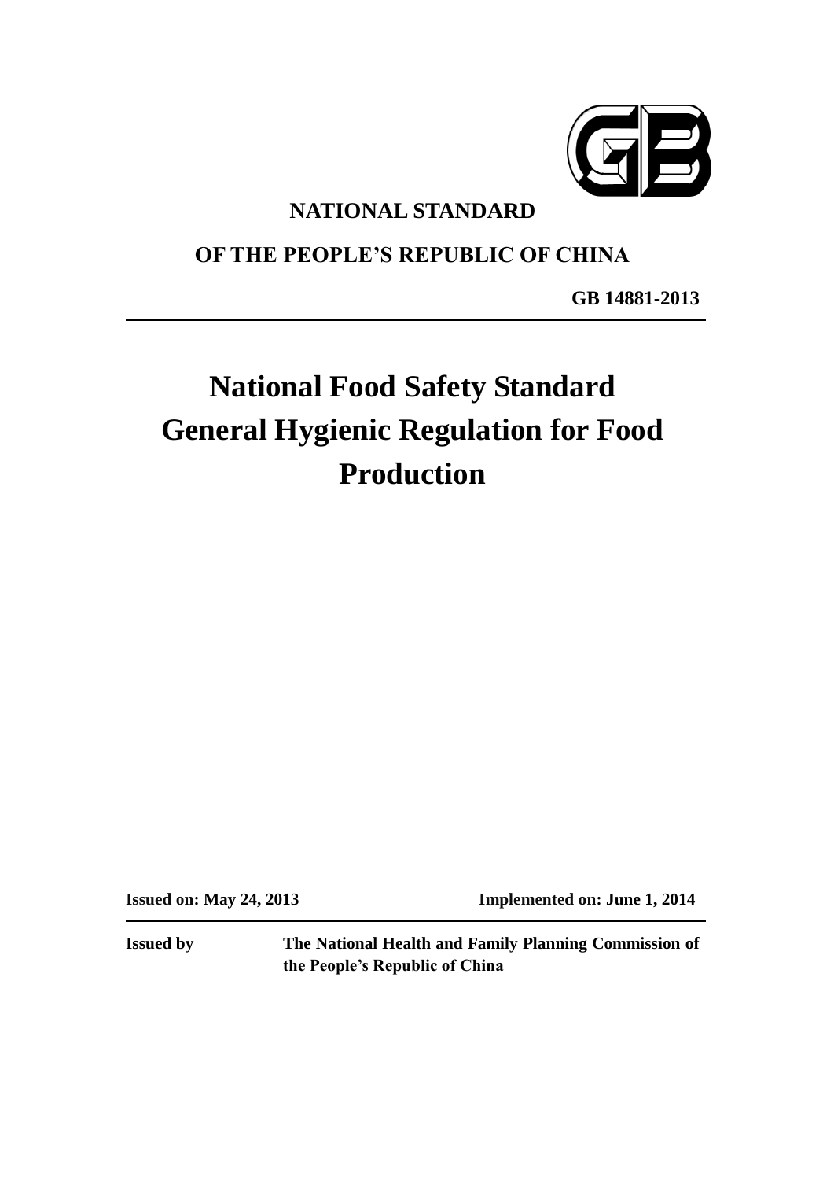NATIONAL STANDARD

OF THE PEOPLE'S REPUBLIC OF CHINA

GB 14881-2013

# National Food Safety Standard General Hygienic Regulation for Food Production

**Issued on: May 24, 2013** **Implemented on: June 1, 2014**

**Issued by** **The National Health and Family Planning Commission of the People's Republic of China**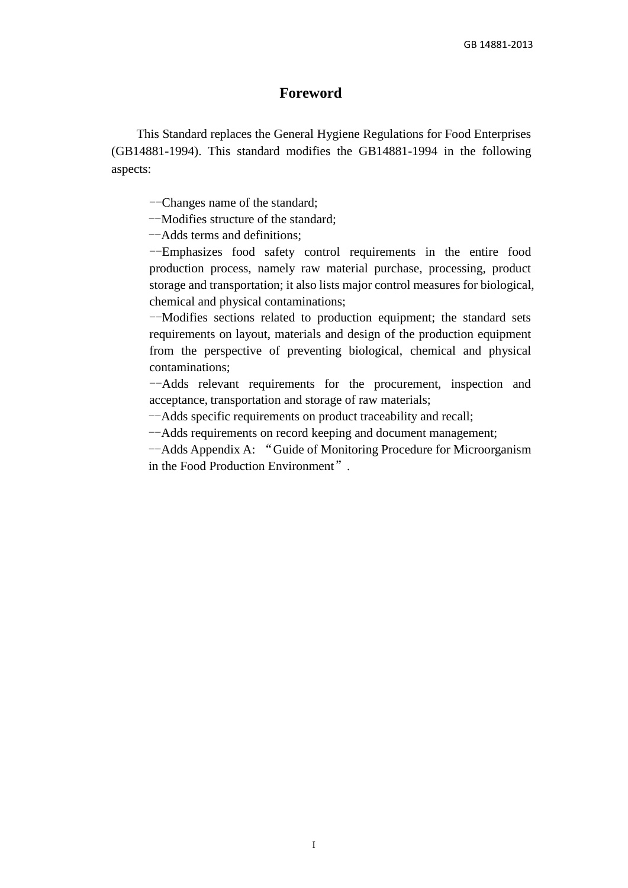# Foreword

This Standard replaces the General Hygiene Regulations for Food Enterprises (GB14881-1994). This standard modifies the GB14881-1994 in the following aspects:

——Changes name of the standard;
——Modifies structure of the standard;
——Adds terms and definitions;
——Emphasizes food safety control requirements in the entire food production process, namely raw material purchase, processing, product storage and transportation; it also lists major control measures for biological, chemical and physical contaminations;
——Modifies sections related to production equipment; the standard sets requirements on layout, materials and design of the production equipment from the perspective of preventing biological, chemical and physical contaminations;
——Adds relevant requirements for the procurement, inspection and acceptance, transportation and storage of raw materials;
——Adds specific requirements on product traceability and recall;
——Adds requirements on record keeping and document management;
——Adds Appendix A: "Guide of Monitoring Procedure for Microorganism in the Food Production Environment".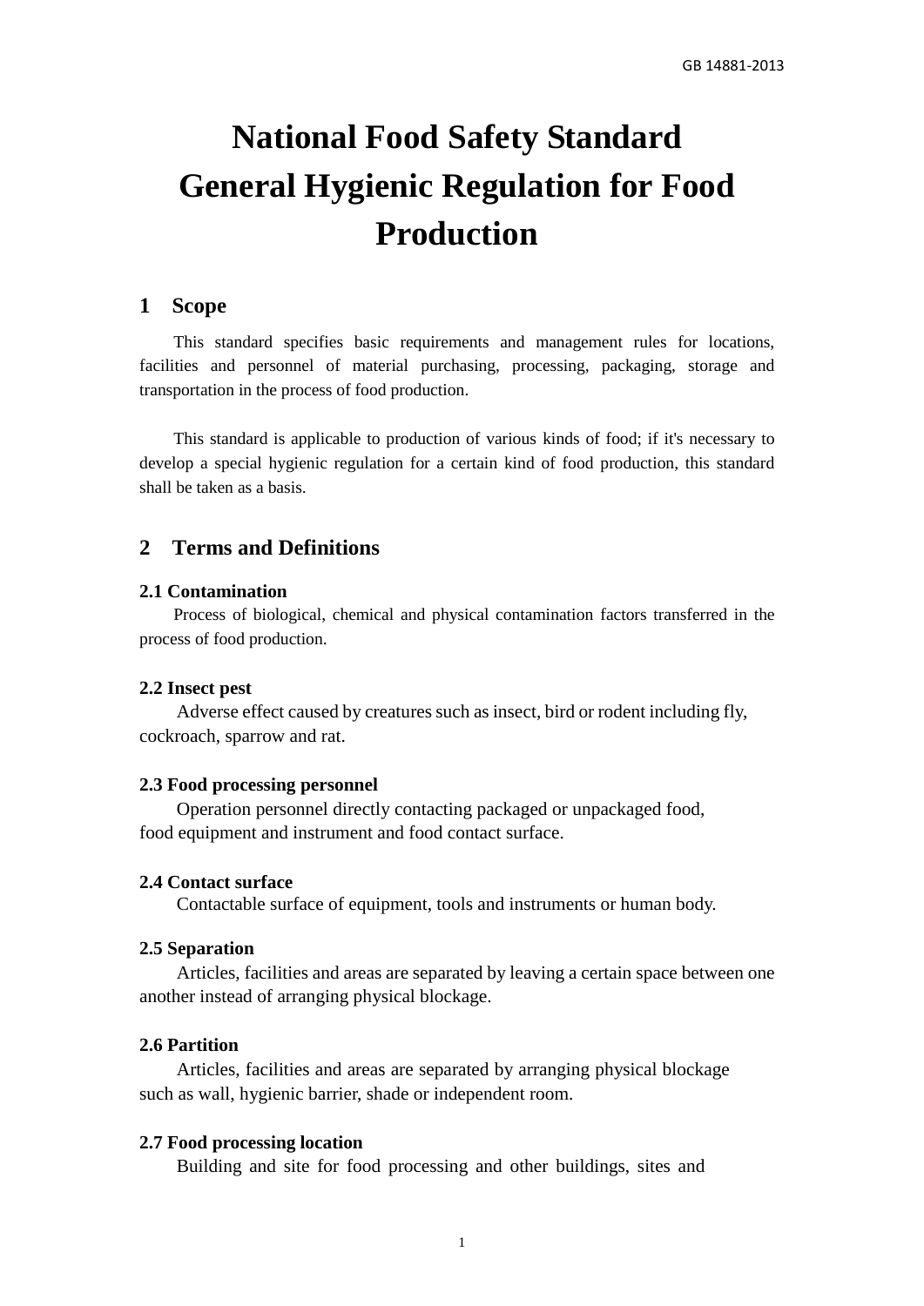# National Food Safety Standard General Hygienic Regulation for Food Production

## 1 Scope

This standard specifies basic requirements and management rules for locations, facilities and personnel of material purchasing, processing, packaging, storage and transportation in the process of food production.

This standard is applicable to production of various kinds of food; if it's necessary to develop a special hygienic regulation for a certain kind of food production, this standard shall be taken as a basis.

## 2 Terms and Definitions

### 2.1 Contamination

Process of biological, chemical and physical contamination factors transferred in the process of food production.

### 2.2 Insect pest

Adverse effect caused by creatures such as insect, bird or rodent including fly, cockroach, sparrow and rat.

### 2.3 Food processing personnel

Operation personnel directly contacting packaged or unpackaged food, food equipment and instrument and food contact surface.

### 2.4 Contact surface

Contactable surface of equipment, tools and instruments or human body.

### 2.5 Separation

Articles, facilities and areas are separated by leaving a certain space between one another instead of arranging physical blockage.

### 2.6 Partition

Articles, facilities and areas are separated by arranging physical blockage such as wall, hygienic barrier, shade or independent room.

### 2.7 Food processing location

Building and site for food processing and other buildings, sites and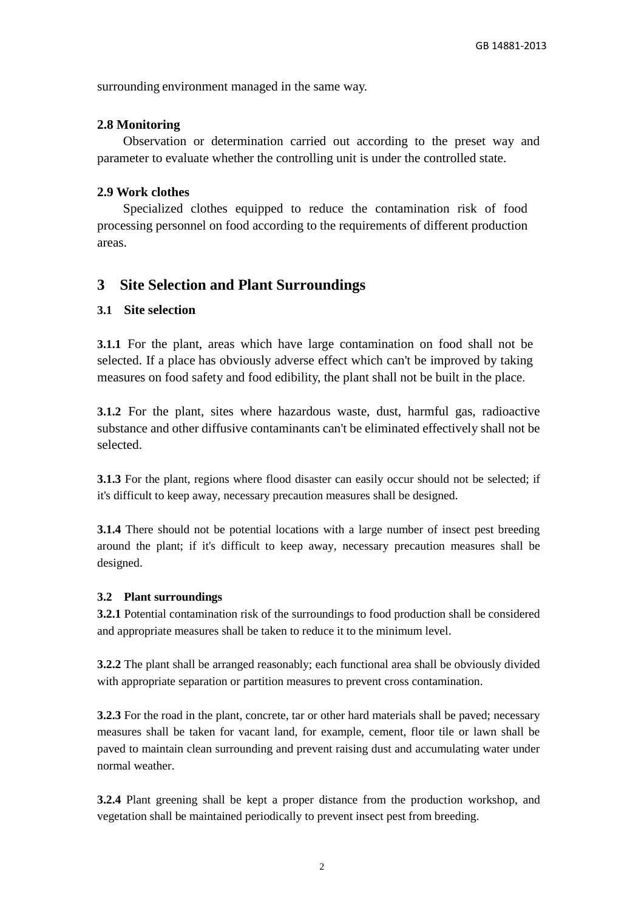surrounding environment managed in the same way.

### 2.8 Monitoring

Observation or determination carried out according to the preset way and parameter to evaluate whether the controlling unit is under the controlled state.

### 2.9 Work clothes

Specialized clothes equipped to reduce the contamination risk of food processing personnel on food according to the requirements of different production areas.

## 3 Site Selection and Plant Surroundings

### 3.1 Site selection

**3.1.1** For the plant, areas which have large contamination on food shall not be selected. If a place has obviously adverse effect which can't be improved by taking measures on food safety and food edibility, the plant shall not be built in the place.

**3.1.2** For the plant, sites where hazardous waste, dust, harmful gas, radioactive substance and other diffusive contaminants can't be eliminated effectively shall not be selected.

**3.1.3** For the plant, regions where flood disaster can easily occur should not be selected; if it's difficult to keep away, necessary precaution measures shall be designed.

**3.1.4** There should not be potential locations with a large number of insect pest breeding around the plant; if it's difficult to keep away, necessary precaution measures shall be designed.

### 3.2 Plant surroundings

**3.2.1** Potential contamination risk of the surroundings to food production shall be considered and appropriate measures shall be taken to reduce it to the minimum level.

**3.2.2** The plant shall be arranged reasonably; each functional area shall be obviously divided with appropriate separation or partition measures to prevent cross contamination.

**3.2.3** For the road in the plant, concrete, tar or other hard materials shall be paved; necessary measures shall be taken for vacant land, for example, cement, floor tile or lawn shall be paved to maintain clean surrounding and prevent raising dust and accumulating water under normal weather.

**3.2.4** Plant greening shall be kept a proper distance from the production workshop, and vegetation shall be maintained periodically to prevent insect pest from breeding.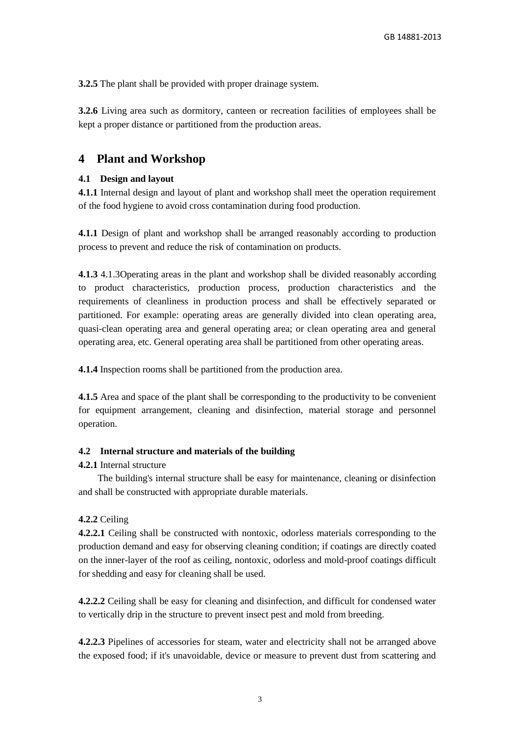**3.2.5** The plant shall be provided with proper drainage system.

**3.2.6** Living area such as dormitory, canteen or recreation facilities of employees shall be kept a proper distance or partitioned from the production areas.

## 4 Plant and Workshop

### 4.1 Design and layout

**4.1.1** Internal design and layout of plant and workshop shall meet the operation requirement of the food hygiene to avoid cross contamination during food production.

**4.1.1** Design of plant and workshop shall be arranged reasonably according to production process to prevent and reduce the risk of contamination on products.

**4.1.3** 4.1.3Operating areas in the plant and workshop shall be divided reasonably according to product characteristics, production process, production characteristics and the requirements of cleanliness in production process and shall be effectively separated or partitioned. For example: operating areas are generally divided into clean operating area, quasi-clean operating area and general operating area; or clean operating area and general operating area, etc. General operating area shall be partitioned from other operating areas.

**4.1.4** Inspection rooms shall be partitioned from the production area.

**4.1.5** Area and space of the plant shall be corresponding to the productivity to be convenient for equipment arrangement, cleaning and disinfection, material storage and personnel operation.

### 4.2 Internal structure and materials of the building

**4.2.1** Internal structure

The building's internal structure shall be easy for maintenance, cleaning or disinfection and shall be constructed with appropriate durable materials.

**4.2.2** Ceiling

**4.2.2.1** Ceiling shall be constructed with nontoxic, odorless materials corresponding to the production demand and easy for observing cleaning condition; if coatings are directly coated on the inner-layer of the roof as ceiling, nontoxic, odorless and mold-proof coatings difficult for shedding and easy for cleaning shall be used.

**4.2.2.2** Ceiling shall be easy for cleaning and disinfection, and difficult for condensed water to vertically drip in the structure to prevent insect pest and mold from breeding.

**4.2.2.3** Pipelines of accessories for steam, water and electricity shall not be arranged above the exposed food; if it's unavoidable, device or measure to prevent dust from scattering and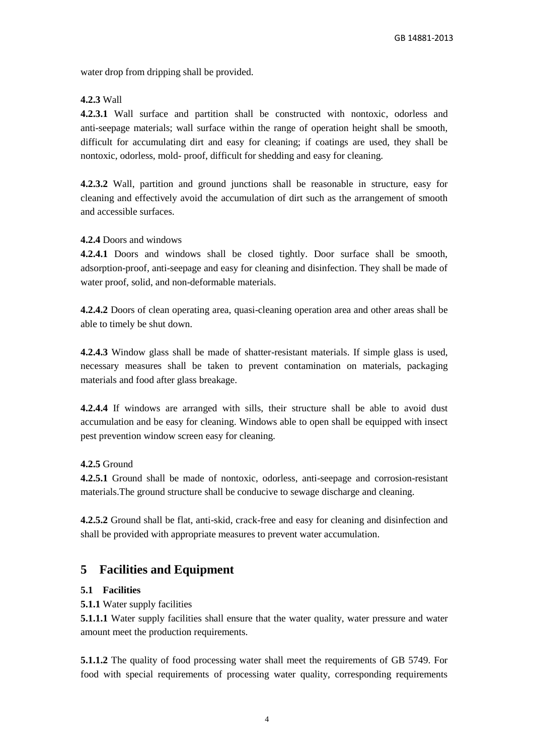water drop from dripping shall be provided.

**4.2.3** Wall

**4.2.3.1** Wall surface and partition shall be constructed with nontoxic, odorless and anti-seepage materials; wall surface within the range of operation height shall be smooth, difficult for accumulating dirt and easy for cleaning; if coatings are used, they shall be nontoxic, odorless, mold- proof, difficult for shedding and easy for cleaning.

**4.2.3.2** Wall, partition and ground junctions shall be reasonable in structure, easy for cleaning and effectively avoid the accumulation of dirt such as the arrangement of smooth and accessible surfaces.

**4.2.4** Doors and windows

**4.2.4.1** Doors and windows shall be closed tightly. Door surface shall be smooth, adsorption-proof, anti-seepage and easy for cleaning and disinfection. They shall be made of water proof, solid, and non-deformable materials.

**4.2.4.2** Doors of clean operating area, quasi-cleaning operation area and other areas shall be able to timely be shut down.

**4.2.4.3** Window glass shall be made of shatter-resistant materials. If simple glass is used, necessary measures shall be taken to prevent contamination on materials, packaging materials and food after glass breakage.

**4.2.4.4** If windows are arranged with sills, their structure shall be able to avoid dust accumulation and be easy for cleaning. Windows able to open shall be equipped with insect pest prevention window screen easy for cleaning.

**4.2.5** Ground

**4.2.5.1** Ground shall be made of nontoxic, odorless, anti-seepage and corrosion-resistant materials.The ground structure shall be conducive to sewage discharge and cleaning.

**4.2.5.2** Ground shall be flat, anti-skid, crack-free and easy for cleaning and disinfection and shall be provided with appropriate measures to prevent water accumulation.

## 5 Facilities and Equipment

### 5.1 Facilities

**5.1.1** Water supply facilities

**5.1.1.1** Water supply facilities shall ensure that the water quality, water pressure and water amount meet the production requirements.

**5.1.1.2** The quality of food processing water shall meet the requirements of GB 5749. For food with special requirements of processing water quality, corresponding requirements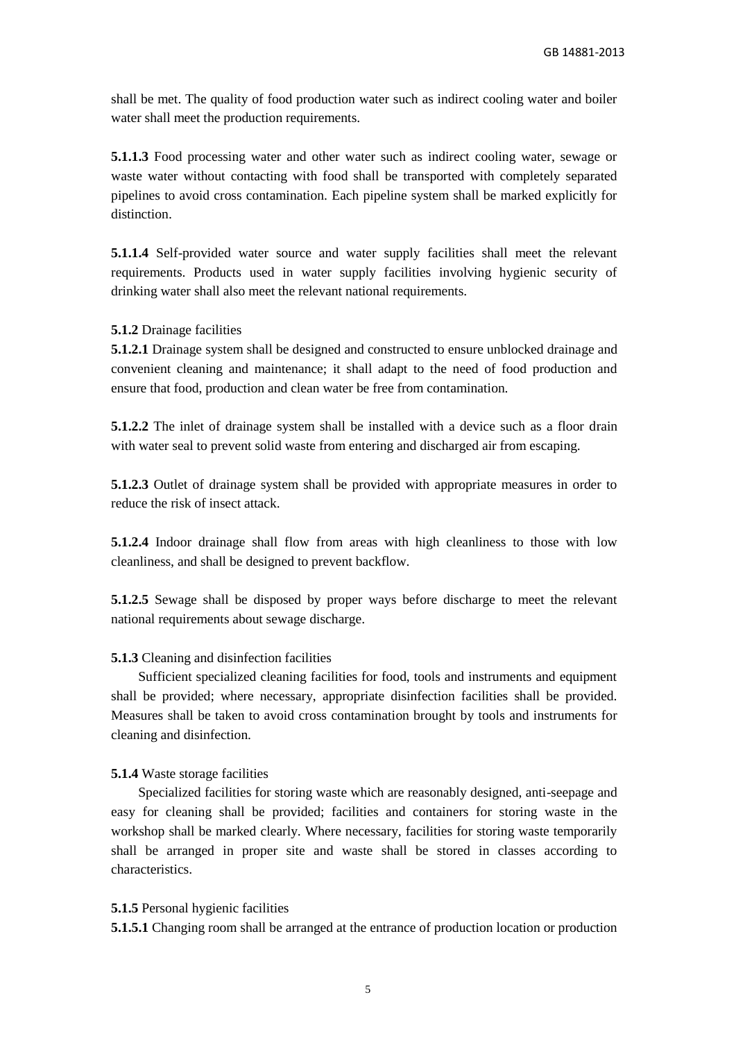shall be met. The quality of food production water such as indirect cooling water and boiler water shall meet the production requirements.

**5.1.1.3** Food processing water and other water such as indirect cooling water, sewage or waste water without contacting with food shall be transported with completely separated pipelines to avoid cross contamination. Each pipeline system shall be marked explicitly for distinction.

**5.1.1.4** Self-provided water source and water supply facilities shall meet the relevant requirements. Products used in water supply facilities involving hygienic security of drinking water shall also meet the relevant national requirements.

**5.1.2** Drainage facilities

**5.1.2.1** Drainage system shall be designed and constructed to ensure unblocked drainage and convenient cleaning and maintenance; it shall adapt to the need of food production and ensure that food, production and clean water be free from contamination.

**5.1.2.2** The inlet of drainage system shall be installed with a device such as a floor drain with water seal to prevent solid waste from entering and discharged air from escaping.

**5.1.2.3** Outlet of drainage system shall be provided with appropriate measures in order to reduce the risk of insect attack.

**5.1.2.4** Indoor drainage shall flow from areas with high cleanliness to those with low cleanliness, and shall be designed to prevent backflow.

**5.1.2.5** Sewage shall be disposed by proper ways before discharge to meet the relevant national requirements about sewage discharge.

**5.1.3** Cleaning and disinfection facilities

Sufficient specialized cleaning facilities for food, tools and instruments and equipment shall be provided; where necessary, appropriate disinfection facilities shall be provided. Measures shall be taken to avoid cross contamination brought by tools and instruments for cleaning and disinfection.

**5.1.4** Waste storage facilities

Specialized facilities for storing waste which are reasonably designed, anti-seepage and easy for cleaning shall be provided; facilities and containers for storing waste in the workshop shall be marked clearly. Where necessary, facilities for storing waste temporarily shall be arranged in proper site and waste shall be stored in classes according to characteristics.

**5.1.5** Personal hygienic facilities

**5.1.5.1** Changing room shall be arranged at the entrance of production location or production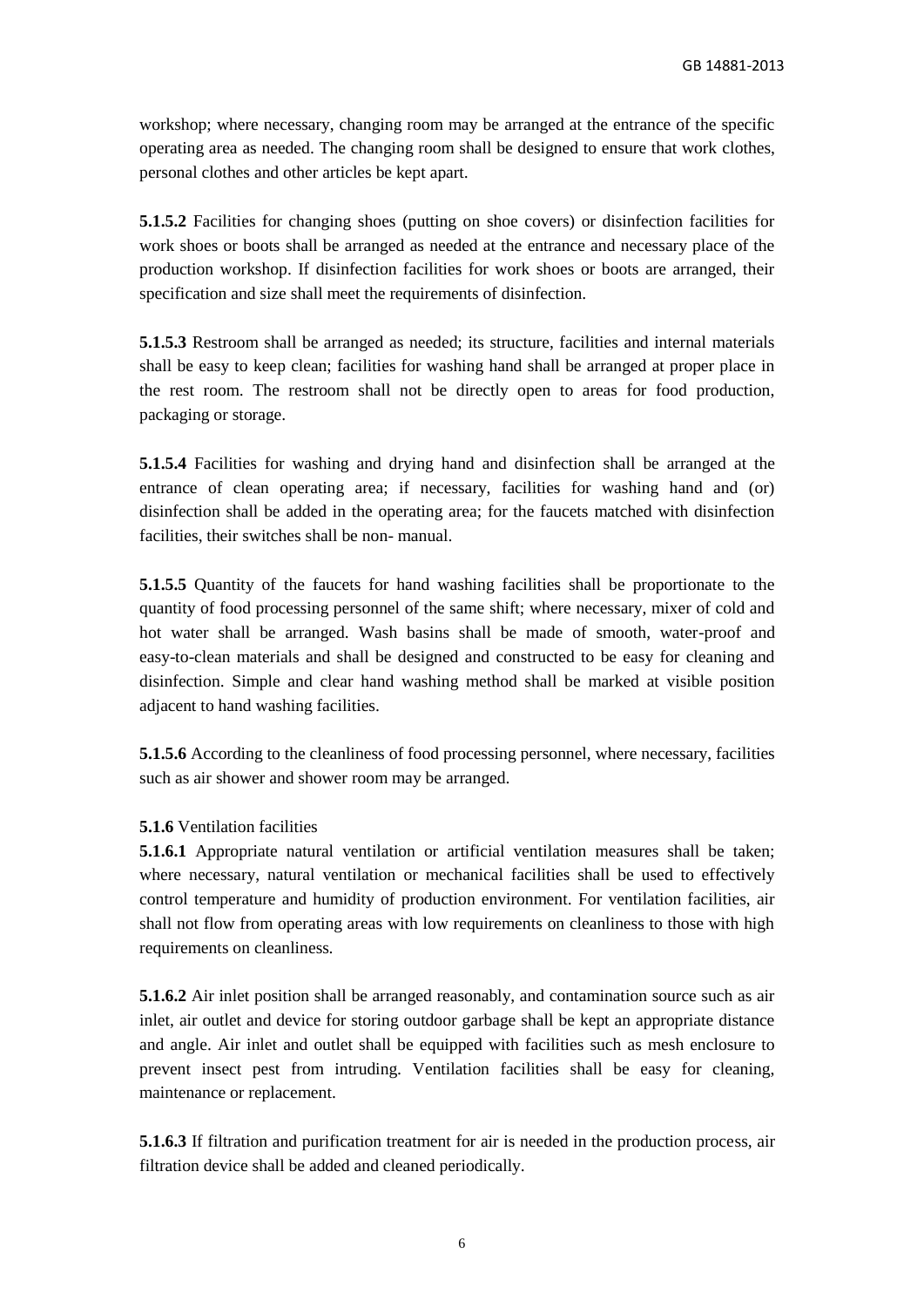workshop; where necessary, changing room may be arranged at the entrance of the specific operating area as needed. The changing room shall be designed to ensure that work clothes, personal clothes and other articles be kept apart.

**5.1.5.2** Facilities for changing shoes (putting on shoe covers) or disinfection facilities for work shoes or boots shall be arranged as needed at the entrance and necessary place of the production workshop. If disinfection facilities for work shoes or boots are arranged, their specification and size shall meet the requirements of disinfection.

**5.1.5.3** Restroom shall be arranged as needed; its structure, facilities and internal materials shall be easy to keep clean; facilities for washing hand shall be arranged at proper place in the rest room. The restroom shall not be directly open to areas for food production, packaging or storage.

**5.1.5.4** Facilities for washing and drying hand and disinfection shall be arranged at the entrance of clean operating area; if necessary, facilities for washing hand and (or) disinfection shall be added in the operating area; for the faucets matched with disinfection facilities, their switches shall be non- manual.

**5.1.5.5** Quantity of the faucets for hand washing facilities shall be proportionate to the quantity of food processing personnel of the same shift; where necessary, mixer of cold and hot water shall be arranged. Wash basins shall be made of smooth, water-proof and easy-to-clean materials and shall be designed and constructed to be easy for cleaning and disinfection. Simple and clear hand washing method shall be marked at visible position adjacent to hand washing facilities.

**5.1.5.6** According to the cleanliness of food processing personnel, where necessary, facilities such as air shower and shower room may be arranged.

**5.1.6** Ventilation facilities

**5.1.6.1** Appropriate natural ventilation or artificial ventilation measures shall be taken; where necessary, natural ventilation or mechanical facilities shall be used to effectively control temperature and humidity of production environment. For ventilation facilities, air shall not flow from operating areas with low requirements on cleanliness to those with high requirements on cleanliness.

**5.1.6.2** Air inlet position shall be arranged reasonably, and contamination source such as air inlet, air outlet and device for storing outdoor garbage shall be kept an appropriate distance and angle. Air inlet and outlet shall be equipped with facilities such as mesh enclosure to prevent insect pest from intruding. Ventilation facilities shall be easy for cleaning, maintenance or replacement.

**5.1.6.3** If filtration and purification treatment for air is needed in the production process, air filtration device shall be added and cleaned periodically.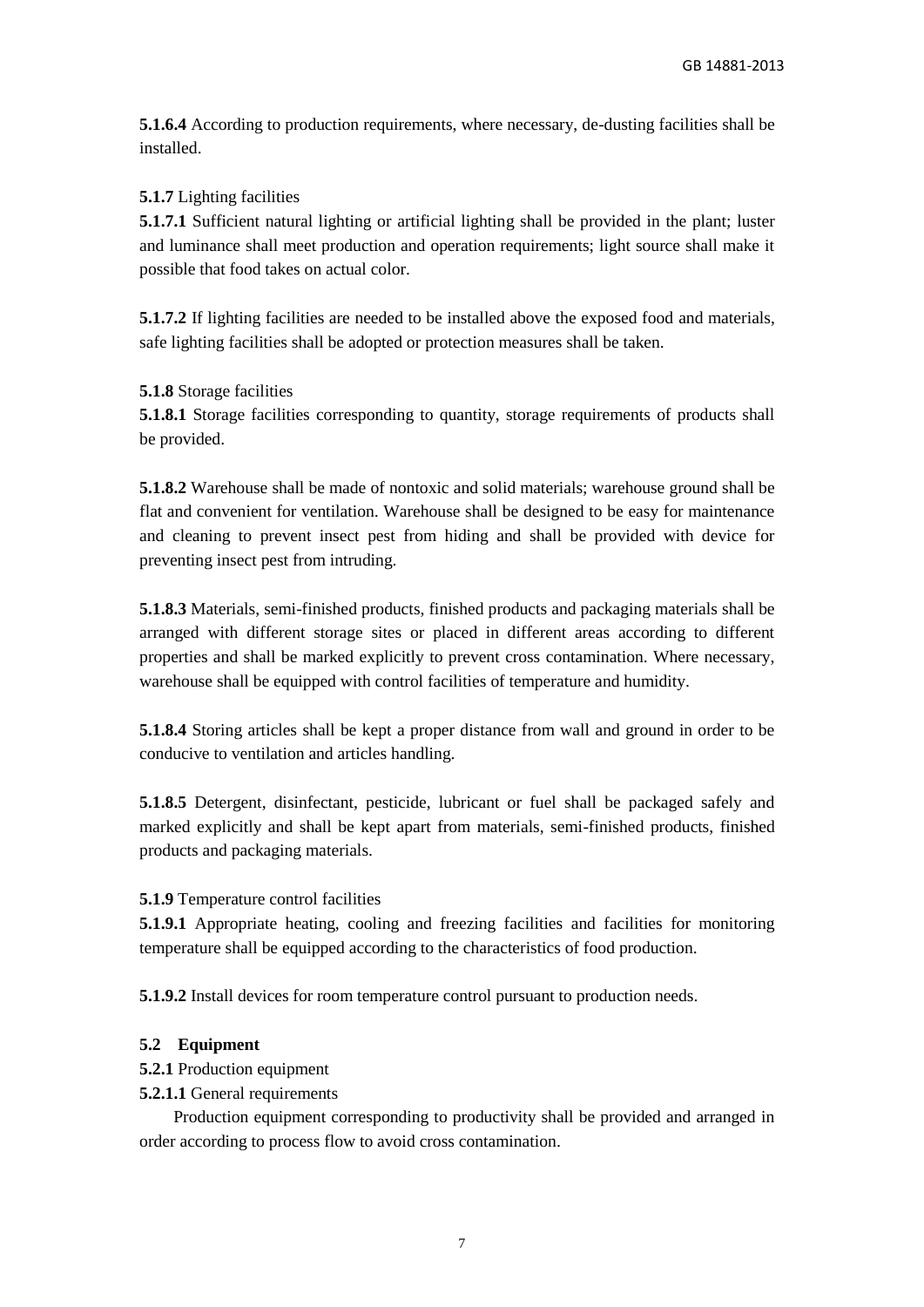**5.1.6.4** According to production requirements, where necessary, de-dusting facilities shall be installed.

**5.1.7** Lighting facilities

**5.1.7.1** Sufficient natural lighting or artificial lighting shall be provided in the plant; luster and luminance shall meet production and operation requirements; light source shall make it possible that food takes on actual color.

**5.1.7.2** If lighting facilities are needed to be installed above the exposed food and materials, safe lighting facilities shall be adopted or protection measures shall be taken.

**5.1.8** Storage facilities

**5.1.8.1** Storage facilities corresponding to quantity, storage requirements of products shall be provided.

**5.1.8.2** Warehouse shall be made of nontoxic and solid materials; warehouse ground shall be flat and convenient for ventilation. Warehouse shall be designed to be easy for maintenance and cleaning to prevent insect pest from hiding and shall be provided with device for preventing insect pest from intruding.

**5.1.8.3** Materials, semi-finished products, finished products and packaging materials shall be arranged with different storage sites or placed in different areas according to different properties and shall be marked explicitly to prevent cross contamination. Where necessary, warehouse shall be equipped with control facilities of temperature and humidity.

**5.1.8.4** Storing articles shall be kept a proper distance from wall and ground in order to be conducive to ventilation and articles handling.

**5.1.8.5** Detergent, disinfectant, pesticide, lubricant or fuel shall be packaged safely and marked explicitly and shall be kept apart from materials, semi-finished products, finished products and packaging materials.

**5.1.9** Temperature control facilities

**5.1.9.1** Appropriate heating, cooling and freezing facilities and facilities for monitoring temperature shall be equipped according to the characteristics of food production.

**5.1.9.2** Install devices for room temperature control pursuant to production needs.

**5.2 Equipment**

**5.2.1** Production equipment

**5.2.1.1** General requirements

Production equipment corresponding to productivity shall be provided and arranged in order according to process flow to avoid cross contamination.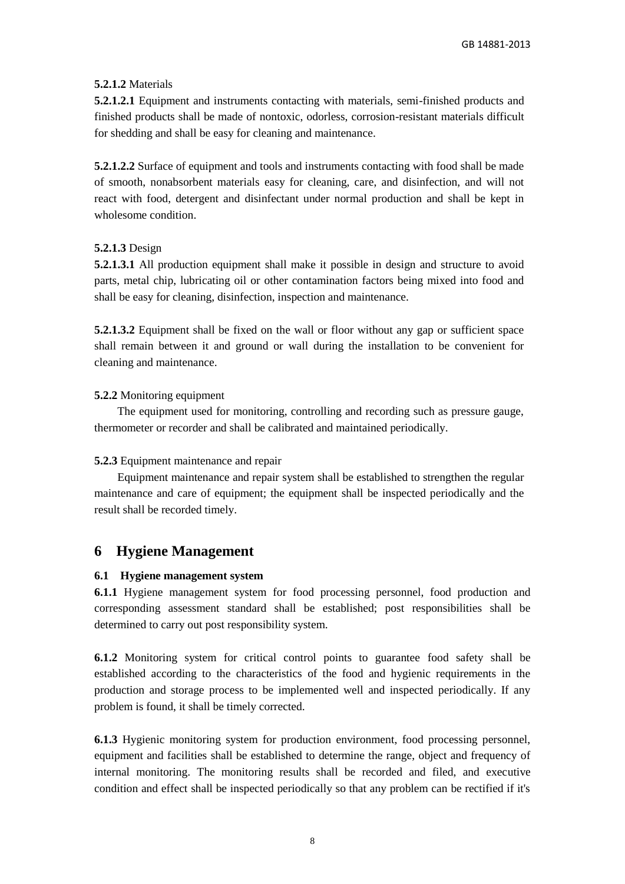**5.2.1.2** Materials

**5.2.1.2.1** Equipment and instruments contacting with materials, semi-finished products and finished products shall be made of nontoxic, odorless, corrosion-resistant materials difficult for shedding and shall be easy for cleaning and maintenance.

**5.2.1.2.2** Surface of equipment and tools and instruments contacting with food shall be made of smooth, nonabsorbent materials easy for cleaning, care, and disinfection, and will not react with food, detergent and disinfectant under normal production and shall be kept in wholesome condition.

**5.2.1.3** Design

**5.2.1.3.1** All production equipment shall make it possible in design and structure to avoid parts, metal chip, lubricating oil or other contamination factors being mixed into food and shall be easy for cleaning, disinfection, inspection and maintenance.

**5.2.1.3.2** Equipment shall be fixed on the wall or floor without any gap or sufficient space shall remain between it and ground or wall during the installation to be convenient for cleaning and maintenance.

**5.2.2** Monitoring equipment

The equipment used for monitoring, controlling and recording such as pressure gauge, thermometer or recorder and shall be calibrated and maintained periodically.

**5.2.3** Equipment maintenance and repair

Equipment maintenance and repair system shall be established to strengthen the regular maintenance and care of equipment; the equipment shall be inspected periodically and the result shall be recorded timely.

## 6 Hygiene Management

### 6.1 Hygiene management system

**6.1.1** Hygiene management system for food processing personnel, food production and corresponding assessment standard shall be established; post responsibilities shall be determined to carry out post responsibility system.

**6.1.2** Monitoring system for critical control points to guarantee food safety shall be established according to the characteristics of the food and hygienic requirements in the production and storage process to be implemented well and inspected periodically. If any problem is found, it shall be timely corrected.

**6.1.3** Hygienic monitoring system for production environment, food processing personnel, equipment and facilities shall be established to determine the range, object and frequency of internal monitoring. The monitoring results shall be recorded and filed, and executive condition and effect shall be inspected periodically so that any problem can be rectified if it's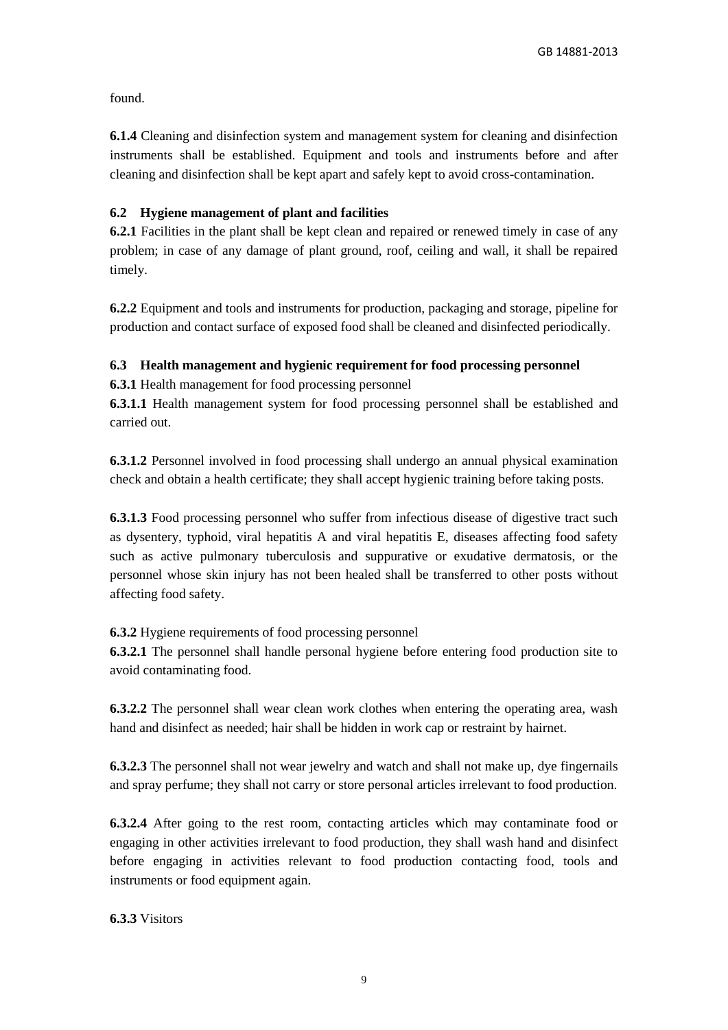found.

**6.1.4** Cleaning and disinfection system and management system for cleaning and disinfection instruments shall be established. Equipment and tools and instruments before and after cleaning and disinfection shall be kept apart and safely kept to avoid cross-contamination.

### 6.2 Hygiene management of plant and facilities

**6.2.1** Facilities in the plant shall be kept clean and repaired or renewed timely in case of any problem; in case of any damage of plant ground, roof, ceiling and wall, it shall be repaired timely.

**6.2.2** Equipment and tools and instruments for production, packaging and storage, pipeline for production and contact surface of exposed food shall be cleaned and disinfected periodically.

### 6.3 Health management and hygienic requirement for food processing personnel

**6.3.1** Health management for food processing personnel

**6.3.1.1** Health management system for food processing personnel shall be established and carried out.

**6.3.1.2** Personnel involved in food processing shall undergo an annual physical examination check and obtain a health certificate; they shall accept hygienic training before taking posts.

**6.3.1.3** Food processing personnel who suffer from infectious disease of digestive tract such as dysentery, typhoid, viral hepatitis A and viral hepatitis E, diseases affecting food safety such as active pulmonary tuberculosis and suppurative or exudative dermatosis, or the personnel whose skin injury has not been healed shall be transferred to other posts without affecting food safety.

**6.3.2** Hygiene requirements of food processing personnel

**6.3.2.1** The personnel shall handle personal hygiene before entering food production site to avoid contaminating food.

**6.3.2.2** The personnel shall wear clean work clothes when entering the operating area, wash hand and disinfect as needed; hair shall be hidden in work cap or restraint by hairnet.

**6.3.2.3** The personnel shall not wear jewelry and watch and shall not make up, dye fingernails and spray perfume; they shall not carry or store personal articles irrelevant to food production.

**6.3.2.4** After going to the rest room, contacting articles which may contaminate food or engaging in other activities irrelevant to food production, they shall wash hand and disinfect before engaging in activities relevant to food production contacting food, tools and instruments or food equipment again.

**6.3.3** Visitors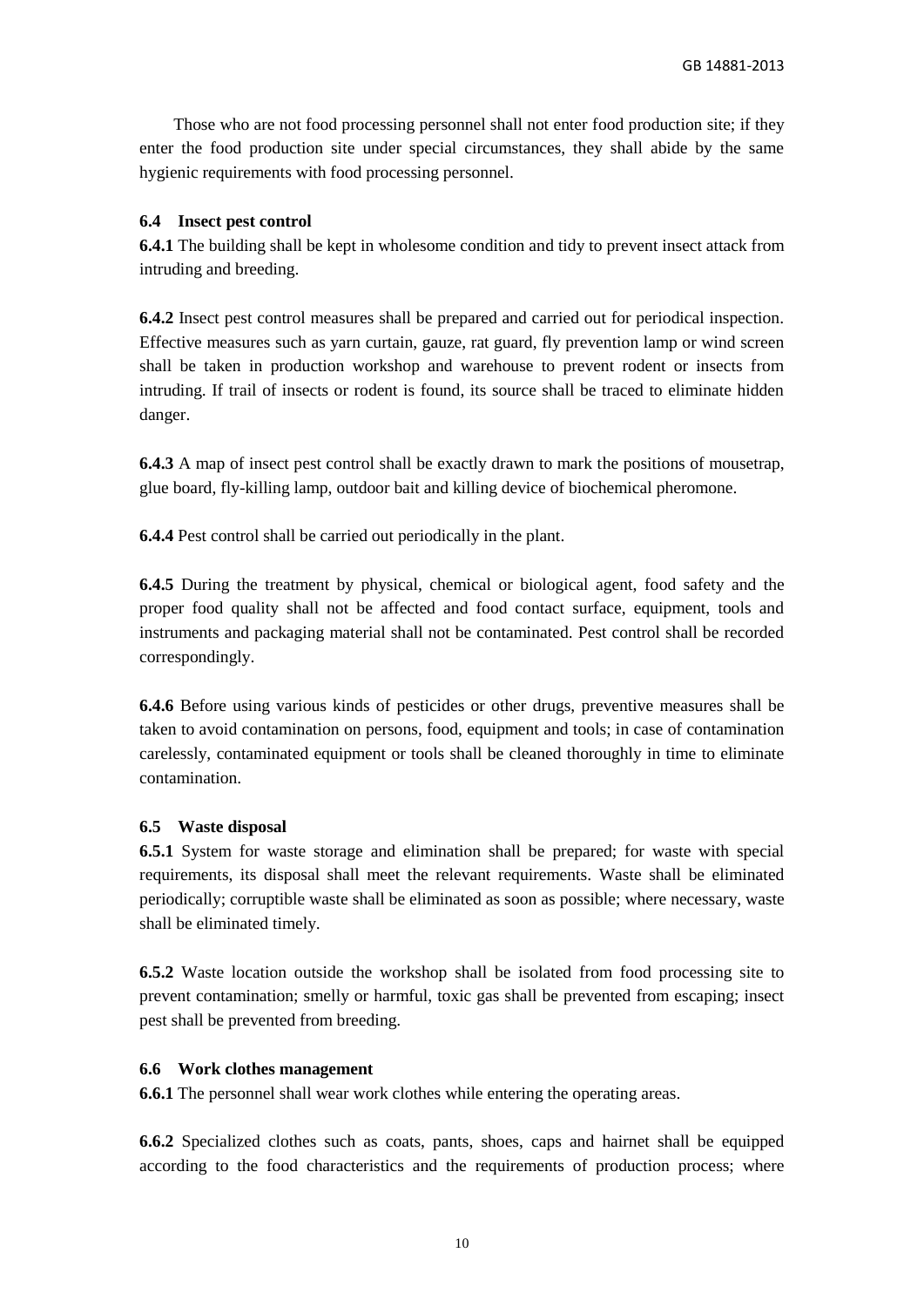Those who are not food processing personnel shall not enter food production site; if they enter the food production site under special circumstances, they shall abide by the same hygienic requirements with food processing personnel.

### 6.4 Insect pest control

**6.4.1** The building shall be kept in wholesome condition and tidy to prevent insect attack from intruding and breeding.

**6.4.2** Insect pest control measures shall be prepared and carried out for periodical inspection. Effective measures such as yarn curtain, gauze, rat guard, fly prevention lamp or wind screen shall be taken in production workshop and warehouse to prevent rodent or insects from intruding. If trail of insects or rodent is found, its source shall be traced to eliminate hidden danger.

**6.4.3** A map of insect pest control shall be exactly drawn to mark the positions of mousetrap, glue board, fly-killing lamp, outdoor bait and killing device of biochemical pheromone.

**6.4.4** Pest control shall be carried out periodically in the plant.

**6.4.5** During the treatment by physical, chemical or biological agent, food safety and the proper food quality shall not be affected and food contact surface, equipment, tools and instruments and packaging material shall not be contaminated. Pest control shall be recorded correspondingly.

**6.4.6** Before using various kinds of pesticides or other drugs, preventive measures shall be taken to avoid contamination on persons, food, equipment and tools; in case of contamination carelessly, contaminated equipment or tools shall be cleaned thoroughly in time to eliminate contamination.

### 6.5 Waste disposal

**6.5.1** System for waste storage and elimination shall be prepared; for waste with special requirements, its disposal shall meet the relevant requirements. Waste shall be eliminated periodically; corruptible waste shall be eliminated as soon as possible; where necessary, waste shall be eliminated timely.

**6.5.2** Waste location outside the workshop shall be isolated from food processing site to prevent contamination; smelly or harmful, toxic gas shall be prevented from escaping; insect pest shall be prevented from breeding.

### 6.6 Work clothes management

**6.6.1** The personnel shall wear work clothes while entering the operating areas.

**6.6.2** Specialized clothes such as coats, pants, shoes, caps and hairnet shall be equipped according to the food characteristics and the requirements of production process; where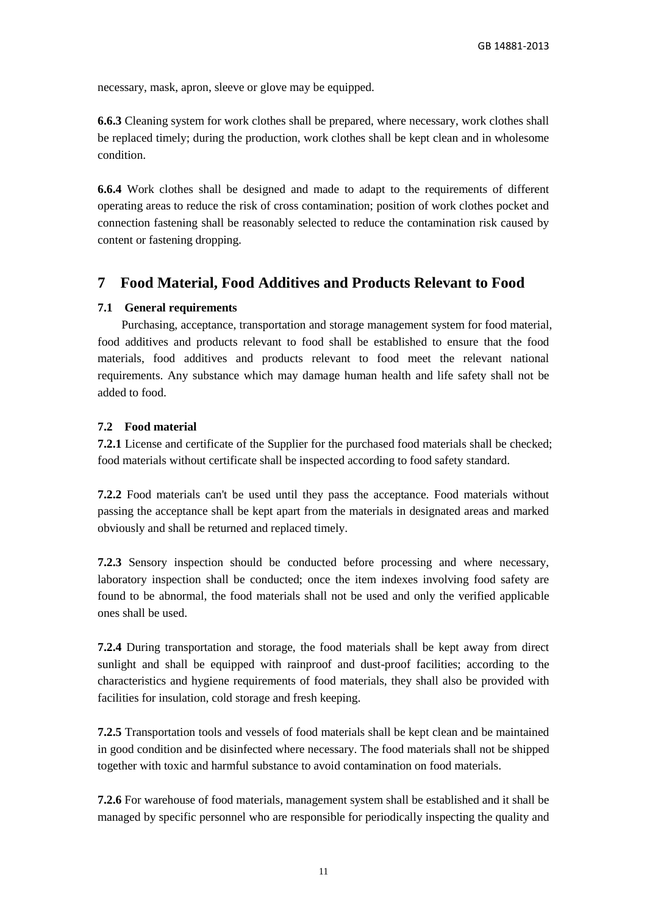necessary, mask, apron, sleeve or glove may be equipped.

**6.6.3** Cleaning system for work clothes shall be prepared, where necessary, work clothes shall be replaced timely; during the production, work clothes shall be kept clean and in wholesome condition.

**6.6.4** Work clothes shall be designed and made to adapt to the requirements of different operating areas to reduce the risk of cross contamination; position of work clothes pocket and connection fastening shall be reasonably selected to reduce the contamination risk caused by content or fastening dropping.

## 7 Food Material, Food Additives and Products Relevant to Food

### 7.1 General requirements

Purchasing, acceptance, transportation and storage management system for food material, food additives and products relevant to food shall be established to ensure that the food materials, food additives and products relevant to food meet the relevant national requirements. Any substance which may damage human health and life safety shall not be added to food.

### 7.2 Food material

**7.2.1** License and certificate of the Supplier for the purchased food materials shall be checked; food materials without certificate shall be inspected according to food safety standard.

**7.2.2** Food materials can't be used until they pass the acceptance. Food materials without passing the acceptance shall be kept apart from the materials in designated areas and marked obviously and shall be returned and replaced timely.

**7.2.3** Sensory inspection should be conducted before processing and where necessary, laboratory inspection shall be conducted; once the item indexes involving food safety are found to be abnormal, the food materials shall not be used and only the verified applicable ones shall be used.

**7.2.4** During transportation and storage, the food materials shall be kept away from direct sunlight and shall be equipped with rainproof and dust-proof facilities; according to the characteristics and hygiene requirements of food materials, they shall also be provided with facilities for insulation, cold storage and fresh keeping.

**7.2.5** Transportation tools and vessels of food materials shall be kept clean and be maintained in good condition and be disinfected where necessary. The food materials shall not be shipped together with toxic and harmful substance to avoid contamination on food materials.

**7.2.6** For warehouse of food materials, management system shall be established and it shall be managed by specific personnel who are responsible for periodically inspecting the quality and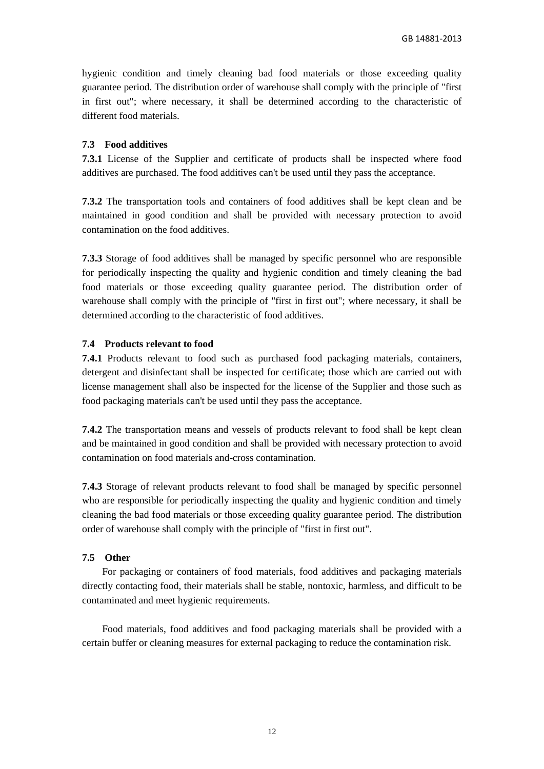hygienic condition and timely cleaning bad food materials or those exceeding quality guarantee period. The distribution order of warehouse shall comply with the principle of "first in first out"; where necessary, it shall be determined according to the characteristic of different food materials.

### 7.3 Food additives

**7.3.1** License of the Supplier and certificate of products shall be inspected where food additives are purchased. The food additives can't be used until they pass the acceptance.

**7.3.2** The transportation tools and containers of food additives shall be kept clean and be maintained in good condition and shall be provided with necessary protection to avoid contamination on the food additives.

**7.3.3** Storage of food additives shall be managed by specific personnel who are responsible for periodically inspecting the quality and hygienic condition and timely cleaning the bad food materials or those exceeding quality guarantee period. The distribution order of warehouse shall comply with the principle of "first in first out"; where necessary, it shall be determined according to the characteristic of food additives.

### 7.4 Products relevant to food

**7.4.1** Products relevant to food such as purchased food packaging materials, containers, detergent and disinfectant shall be inspected for certificate; those which are carried out with license management shall also be inspected for the license of the Supplier and those such as food packaging materials can't be used until they pass the acceptance.

**7.4.2** The transportation means and vessels of products relevant to food shall be kept clean and be maintained in good condition and shall be provided with necessary protection to avoid contamination on food materials and-cross contamination.

**7.4.3** Storage of relevant products relevant to food shall be managed by specific personnel who are responsible for periodically inspecting the quality and hygienic condition and timely cleaning the bad food materials or those exceeding quality guarantee period. The distribution order of warehouse shall comply with the principle of "first in first out".

### 7.5 Other

For packaging or containers of food materials, food additives and packaging materials directly contacting food, their materials shall be stable, nontoxic, harmless, and difficult to be contaminated and meet hygienic requirements.

Food materials, food additives and food packaging materials shall be provided with a certain buffer or cleaning measures for external packaging to reduce the contamination risk.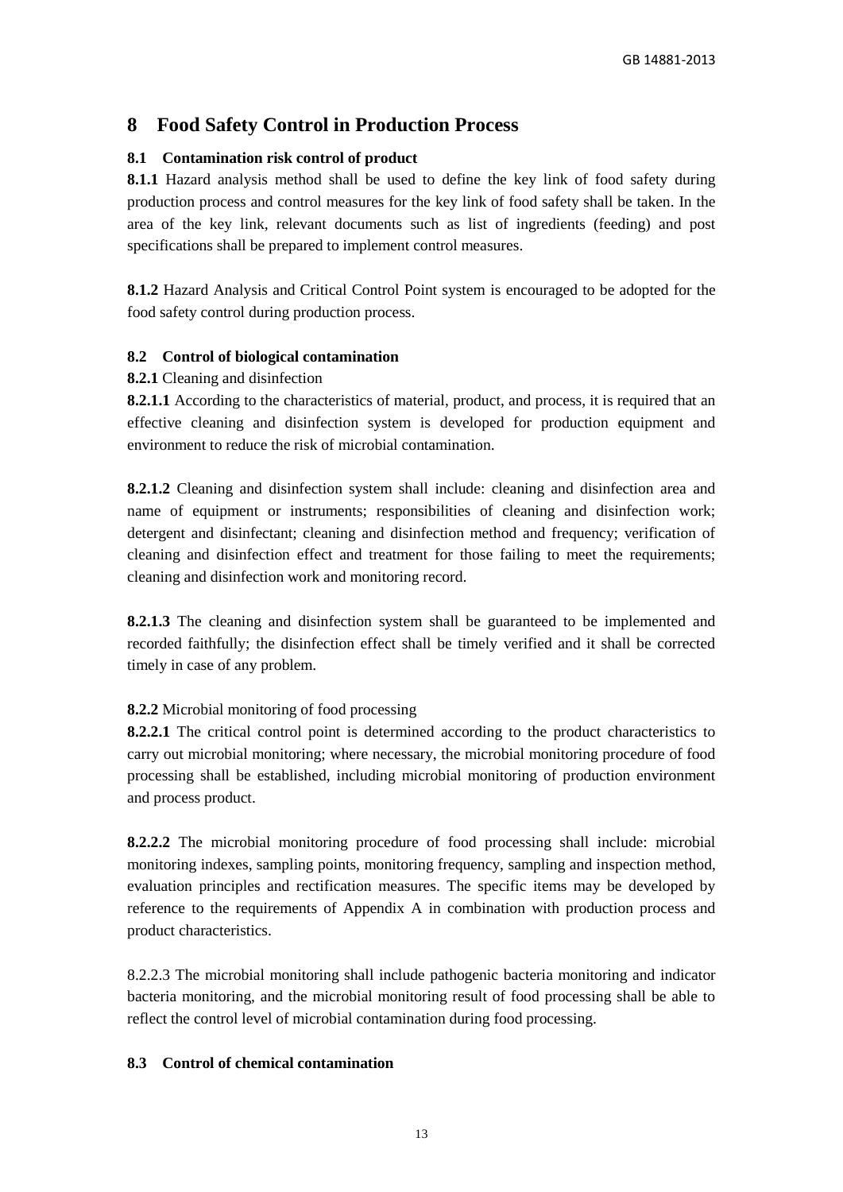# 8 Food Safety Control in Production Process

## 8.1 Contamination risk control of product

**8.1.1** Hazard analysis method shall be used to define the key link of food safety during production process and control measures for the key link of food safety shall be taken. In the area of the key link, relevant documents such as list of ingredients (feeding) and post specifications shall be prepared to implement control measures.

**8.1.2** Hazard Analysis and Critical Control Point system is encouraged to be adopted for the food safety control during production process.

## 8.2 Control of biological contamination

**8.2.1** Cleaning and disinfection

**8.2.1.1** According to the characteristics of material, product, and process, it is required that an effective cleaning and disinfection system is developed for production equipment and environment to reduce the risk of microbial contamination.

**8.2.1.2** Cleaning and disinfection system shall include: cleaning and disinfection area and name of equipment or instruments; responsibilities of cleaning and disinfection work; detergent and disinfectant; cleaning and disinfection method and frequency; verification of cleaning and disinfection effect and treatment for those failing to meet the requirements; cleaning and disinfection work and monitoring record.

**8.2.1.3** The cleaning and disinfection system shall be guaranteed to be implemented and recorded faithfully; the disinfection effect shall be timely verified and it shall be corrected timely in case of any problem.

**8.2.2** Microbial monitoring of food processing

**8.2.2.1** The critical control point is determined according to the product characteristics to carry out microbial monitoring; where necessary, the microbial monitoring procedure of food processing shall be established, including microbial monitoring of production environment and process product.

**8.2.2.2** The microbial monitoring procedure of food processing shall include: microbial monitoring indexes, sampling points, monitoring frequency, sampling and inspection method, evaluation principles and rectification measures. The specific items may be developed by reference to the requirements of Appendix A in combination with production process and product characteristics.

8.2.2.3 The microbial monitoring shall include pathogenic bacteria monitoring and indicator bacteria monitoring, and the microbial monitoring result of food processing shall be able to reflect the control level of microbial contamination during food processing.

## 8.3 Control of chemical contamination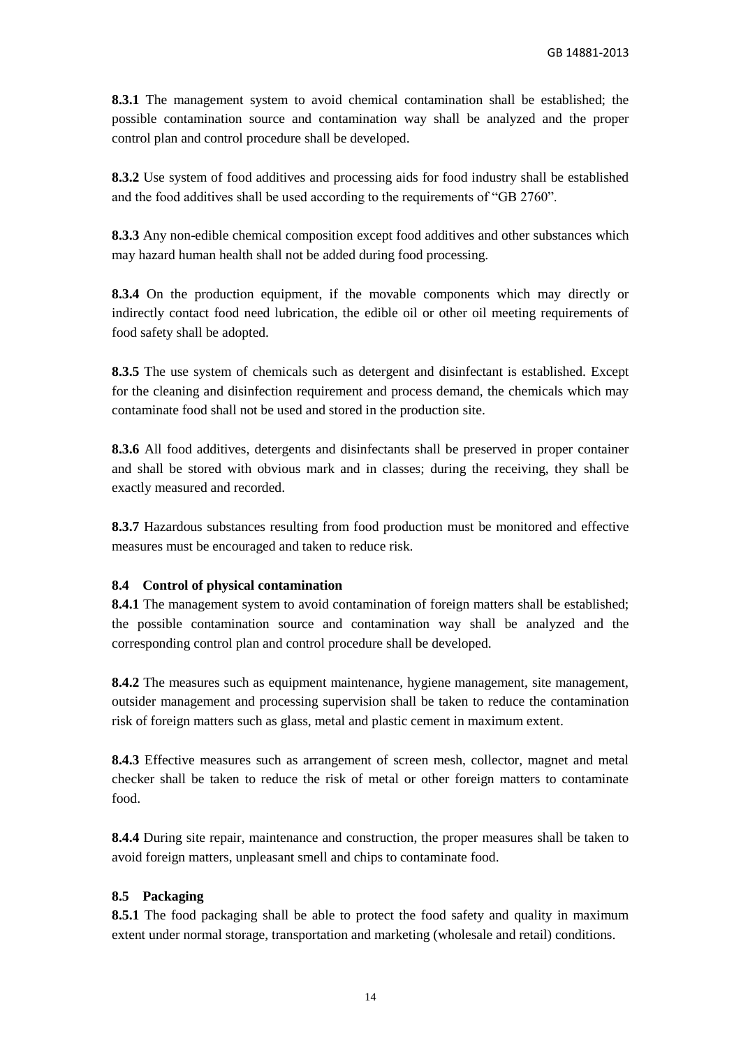**8.3.1** The management system to avoid chemical contamination shall be established; the possible contamination source and contamination way shall be analyzed and the proper control plan and control procedure shall be developed.

**8.3.2** Use system of food additives and processing aids for food industry shall be established and the food additives shall be used according to the requirements of "GB 2760".

**8.3.3** Any non-edible chemical composition except food additives and other substances which may hazard human health shall not be added during food processing.

**8.3.4** On the production equipment, if the movable components which may directly or indirectly contact food need lubrication, the edible oil or other oil meeting requirements of food safety shall be adopted.

**8.3.5** The use system of chemicals such as detergent and disinfectant is established. Except for the cleaning and disinfection requirement and process demand, the chemicals which may contaminate food shall not be used and stored in the production site.

**8.3.6** All food additives, detergents and disinfectants shall be preserved in proper container and shall be stored with obvious mark and in classes; during the receiving, they shall be exactly measured and recorded.

**8.3.7** Hazardous substances resulting from food production must be monitored and effective measures must be encouraged and taken to reduce risk.

### 8.4 Control of physical contamination

**8.4.1** The management system to avoid contamination of foreign matters shall be established; the possible contamination source and contamination way shall be analyzed and the corresponding control plan and control procedure shall be developed.

**8.4.2** The measures such as equipment maintenance, hygiene management, site management, outsider management and processing supervision shall be taken to reduce the contamination risk of foreign matters such as glass, metal and plastic cement in maximum extent.

**8.4.3** Effective measures such as arrangement of screen mesh, collector, magnet and metal checker shall be taken to reduce the risk of metal or other foreign matters to contaminate food.

**8.4.4** During site repair, maintenance and construction, the proper measures shall be taken to avoid foreign matters, unpleasant smell and chips to contaminate food.

### 8.5 Packaging

**8.5.1** The food packaging shall be able to protect the food safety and quality in maximum extent under normal storage, transportation and marketing (wholesale and retail) conditions.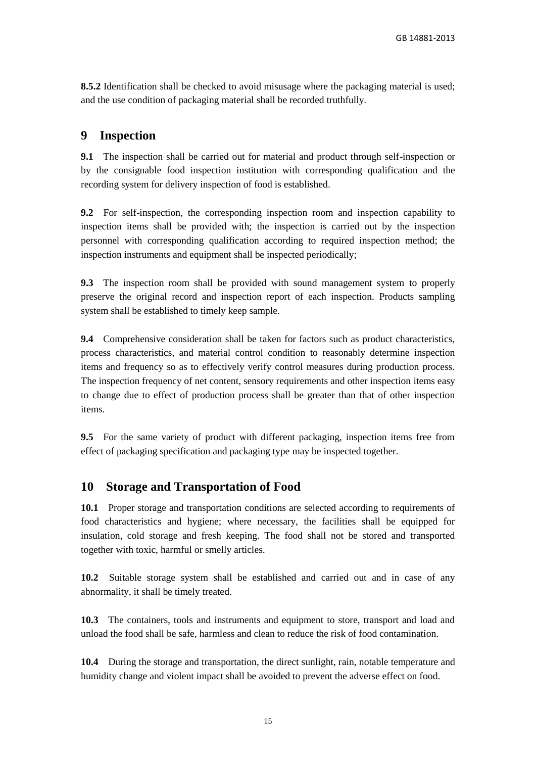**8.5.2** Identification shall be checked to avoid misusage where the packaging material is used; and the use condition of packaging material shall be recorded truthfully.

## 9 Inspection

**9.1** The inspection shall be carried out for material and product through self-inspection or by the consignable food inspection institution with corresponding qualification and the recording system for delivery inspection of food is established.

**9.2** For self-inspection, the corresponding inspection room and inspection capability to inspection items shall be provided with; the inspection is carried out by the inspection personnel with corresponding qualification according to required inspection method; the inspection instruments and equipment shall be inspected periodically;

**9.3** The inspection room shall be provided with sound management system to properly preserve the original record and inspection report of each inspection. Products sampling system shall be established to timely keep sample.

**9.4** Comprehensive consideration shall be taken for factors such as product characteristics, process characteristics, and material control condition to reasonably determine inspection items and frequency so as to effectively verify control measures during production process. The inspection frequency of net content, sensory requirements and other inspection items easy to change due to effect of production process shall be greater than that of other inspection items.

**9.5** For the same variety of product with different packaging, inspection items free from effect of packaging specification and packaging type may be inspected together.

## 10 Storage and Transportation of Food

**10.1** Proper storage and transportation conditions are selected according to requirements of food characteristics and hygiene; where necessary, the facilities shall be equipped for insulation, cold storage and fresh keeping. The food shall not be stored and transported together with toxic, harmful or smelly articles.

**10.2** Suitable storage system shall be established and carried out and in case of any abnormality, it shall be timely treated.

**10.3** The containers, tools and instruments and equipment to store, transport and load and unload the food shall be safe, harmless and clean to reduce the risk of food contamination.

**10.4** During the storage and transportation, the direct sunlight, rain, notable temperature and humidity change and violent impact shall be avoided to prevent the adverse effect on food.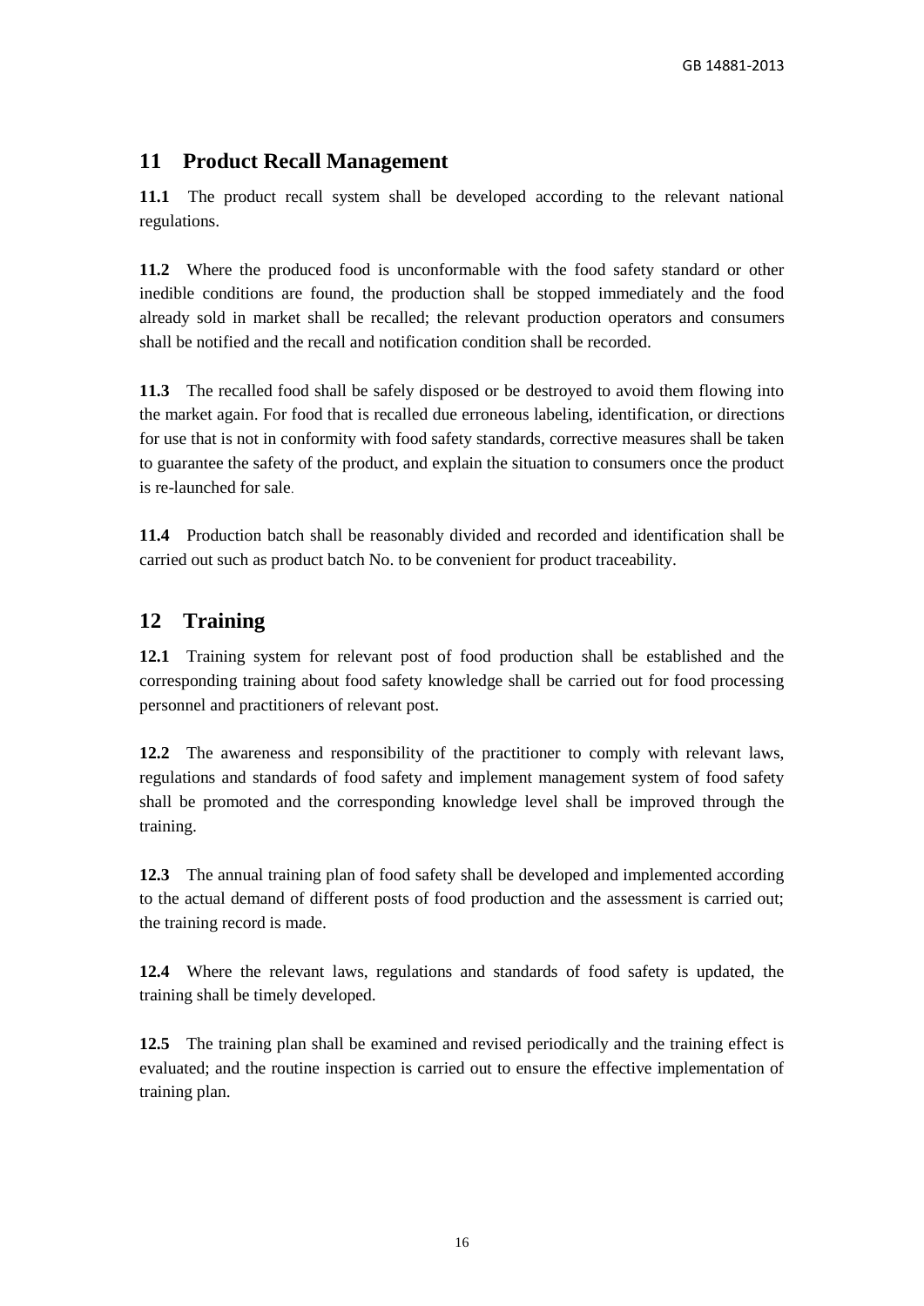## 11 Product Recall Management

**11.1** The product recall system shall be developed according to the relevant national regulations.

**11.2** Where the produced food is unconformable with the food safety standard or other inedible conditions are found, the production shall be stopped immediately and the food already sold in market shall be recalled; the relevant production operators and consumers shall be notified and the recall and notification condition shall be recorded.

**11.3** The recalled food shall be safely disposed or be destroyed to avoid them flowing into the market again. For food that is recalled due erroneous labeling, identification, or directions for use that is not in conformity with food safety standards, corrective measures shall be taken to guarantee the safety of the product, and explain the situation to consumers once the product is re-launched for sale.

**11.4** Production batch shall be reasonably divided and recorded and identification shall be carried out such as product batch No. to be convenient for product traceability.

## 12 Training

**12.1** Training system for relevant post of food production shall be established and the corresponding training about food safety knowledge shall be carried out for food processing personnel and practitioners of relevant post.

**12.2** The awareness and responsibility of the practitioner to comply with relevant laws, regulations and standards of food safety and implement management system of food safety shall be promoted and the corresponding knowledge level shall be improved through the training.

**12.3** The annual training plan of food safety shall be developed and implemented according to the actual demand of different posts of food production and the assessment is carried out; the training record is made.

**12.4** Where the relevant laws, regulations and standards of food safety is updated, the training shall be timely developed.

**12.5** The training plan shall be examined and revised periodically and the training effect is evaluated; and the routine inspection is carried out to ensure the effective implementation of training plan.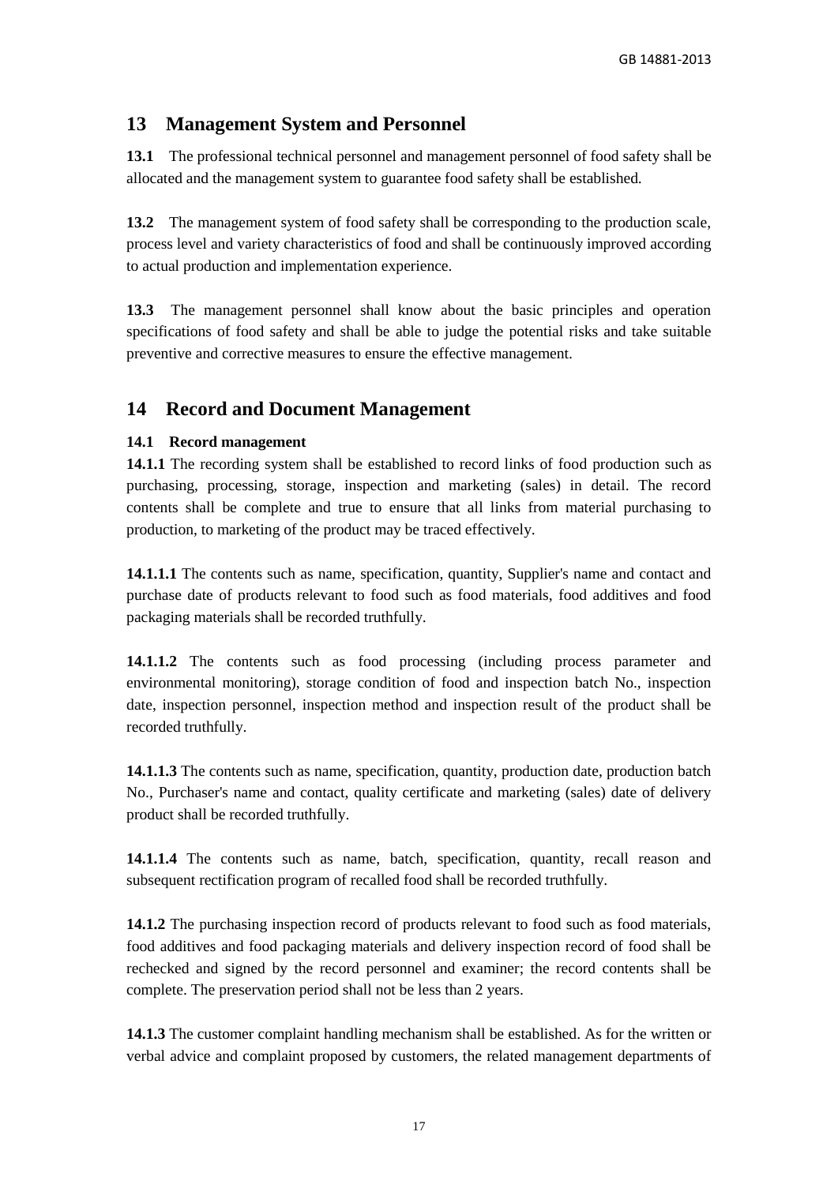## 13 Management System and Personnel

**13.1** The professional technical personnel and management personnel of food safety shall be allocated and the management system to guarantee food safety shall be established.

**13.2** The management system of food safety shall be corresponding to the production scale, process level and variety characteristics of food and shall be continuously improved according to actual production and implementation experience.

**13.3** The management personnel shall know about the basic principles and operation specifications of food safety and shall be able to judge the potential risks and take suitable preventive and corrective measures to ensure the effective management.

## 14 Record and Document Management

### 14.1 Record management

**14.1.1** The recording system shall be established to record links of food production such as purchasing, processing, storage, inspection and marketing (sales) in detail. The record contents shall be complete and true to ensure that all links from material purchasing to production, to marketing of the product may be traced effectively.

**14.1.1.1** The contents such as name, specification, quantity, Supplier's name and contact and purchase date of products relevant to food such as food materials, food additives and food packaging materials shall be recorded truthfully.

**14.1.1.2** The contents such as food processing (including process parameter and environmental monitoring), storage condition of food and inspection batch No., inspection date, inspection personnel, inspection method and inspection result of the product shall be recorded truthfully.

**14.1.1.3** The contents such as name, specification, quantity, production date, production batch No., Purchaser's name and contact, quality certificate and marketing (sales) date of delivery product shall be recorded truthfully.

**14.1.1.4** The contents such as name, batch, specification, quantity, recall reason and subsequent rectification program of recalled food shall be recorded truthfully.

**14.1.2** The purchasing inspection record of products relevant to food such as food materials, food additives and food packaging materials and delivery inspection record of food shall be rechecked and signed by the record personnel and examiner; the record contents shall be complete. The preservation period shall not be less than 2 years.

**14.1.3** The customer complaint handling mechanism shall be established. As for the written or verbal advice and complaint proposed by customers, the related management departments of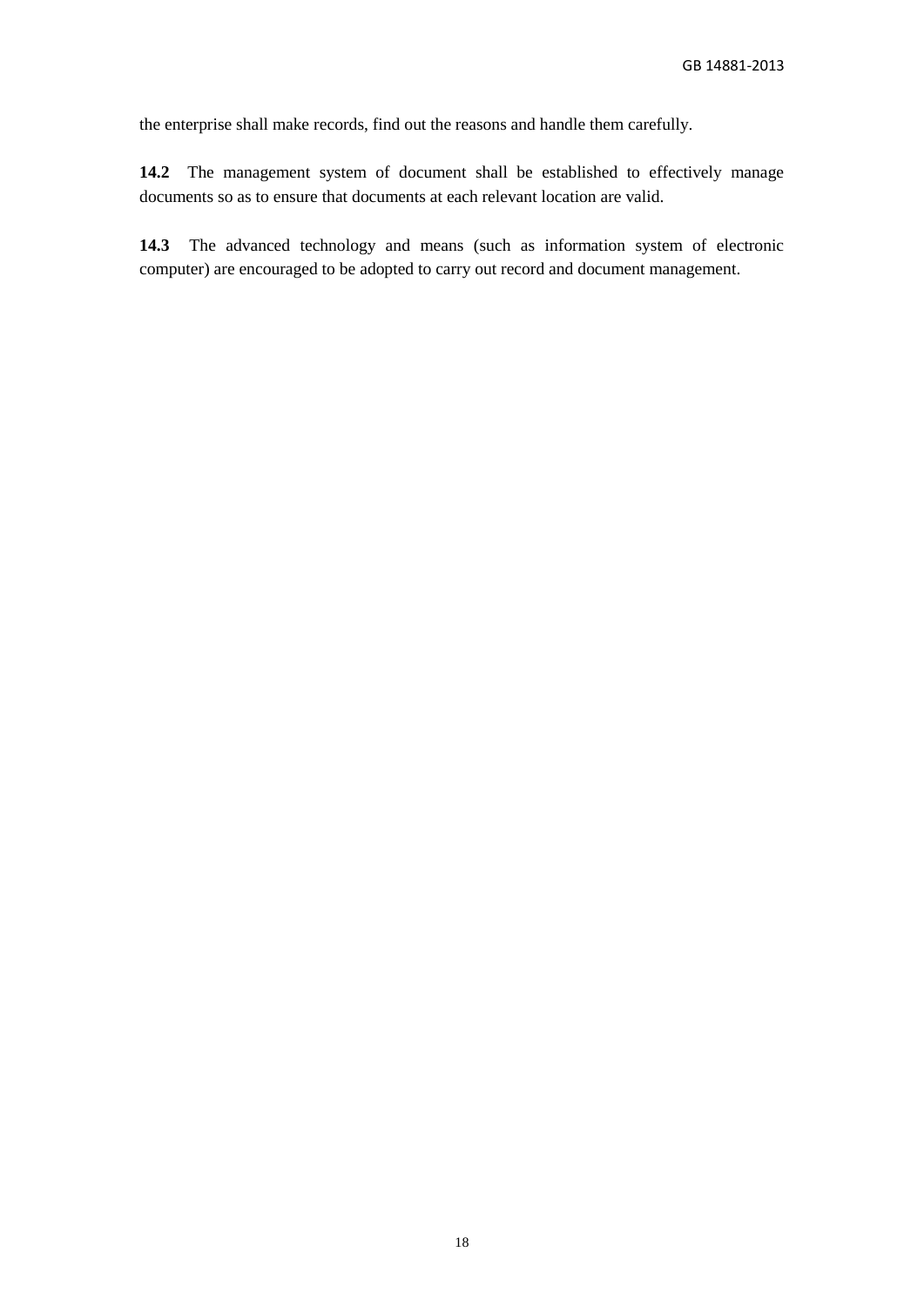the enterprise shall make records, find out the reasons and handle them carefully.

**14.2** The management system of document shall be established to effectively manage documents so as to ensure that documents at each relevant location are valid.

**14.3** The advanced technology and means (such as information system of electronic computer) are encouraged to be adopted to carry out record and document management.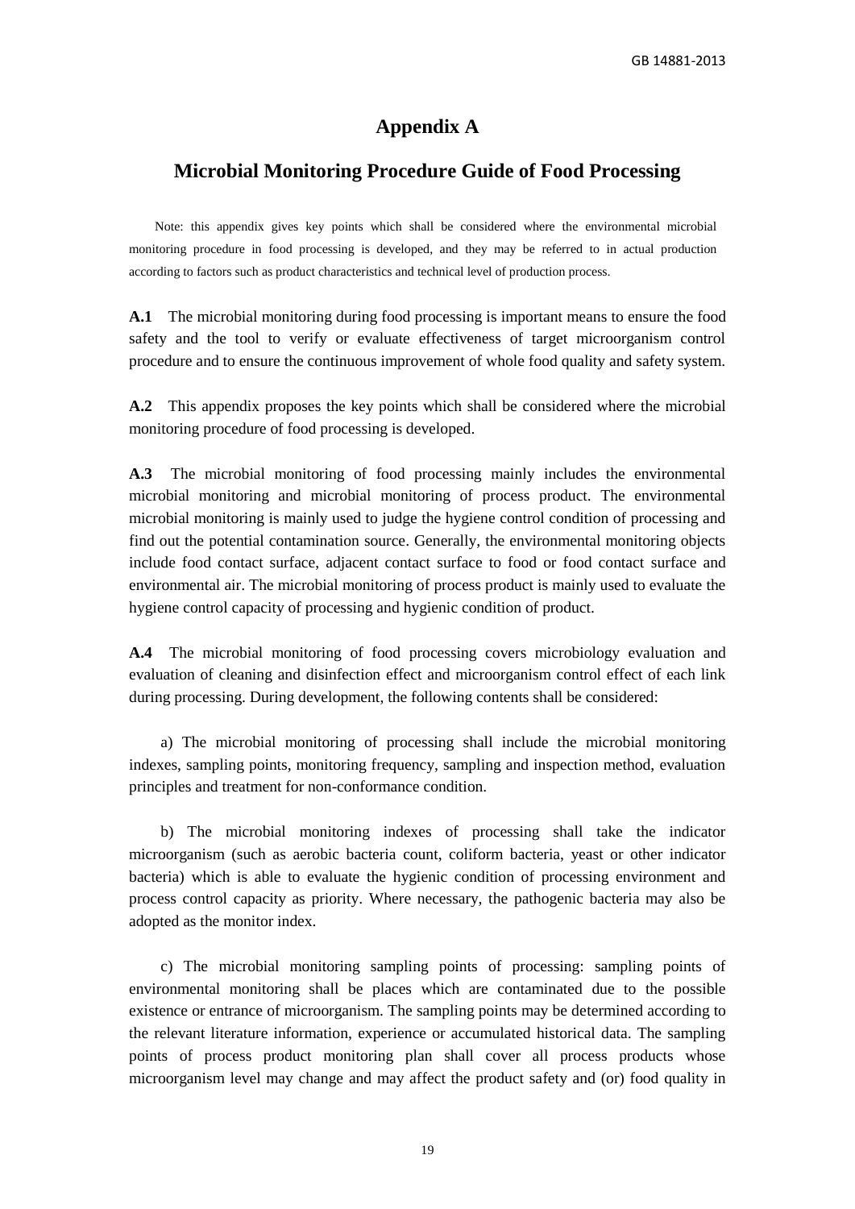# Appendix A

## Microbial Monitoring Procedure Guide of Food Processing

Note: this appendix gives key points which shall be considered where the environmental microbial monitoring procedure in food processing is developed, and they may be referred to in actual production according to factors such as product characteristics and technical level of production process.

**A.1** The microbial monitoring during food processing is important means to ensure the food safety and the tool to verify or evaluate effectiveness of target microorganism control procedure and to ensure the continuous improvement of whole food quality and safety system.

**A.2** This appendix proposes the key points which shall be considered where the microbial monitoring procedure of food processing is developed.

**A.3** The microbial monitoring of food processing mainly includes the environmental microbial monitoring and microbial monitoring of process product. The environmental microbial monitoring is mainly used to judge the hygiene control condition of processing and find out the potential contamination source. Generally, the environmental monitoring objects include food contact surface, adjacent contact surface to food or food contact surface and environmental air. The microbial monitoring of process product is mainly used to evaluate the hygiene control capacity of processing and hygienic condition of product.

**A.4** The microbial monitoring of food processing covers microbiology evaluation and evaluation of cleaning and disinfection effect and microorganism control effect of each link during processing. During development, the following contents shall be considered:

a) The microbial monitoring of processing shall include the microbial monitoring indexes, sampling points, monitoring frequency, sampling and inspection method, evaluation principles and treatment for non-conformance condition.

b) The microbial monitoring indexes of processing shall take the indicator microorganism (such as aerobic bacteria count, coliform bacteria, yeast or other indicator bacteria) which is able to evaluate the hygienic condition of processing environment and process control capacity as priority. Where necessary, the pathogenic bacteria may also be adopted as the monitor index.

c) The microbial monitoring sampling points of processing: sampling points of environmental monitoring shall be places which are contaminated due to the possible existence or entrance of microorganism. The sampling points may be determined according to the relevant literature information, experience or accumulated historical data. The sampling points of process product monitoring plan shall cover all process products whose microorganism level may change and may affect the product safety and (or) food quality in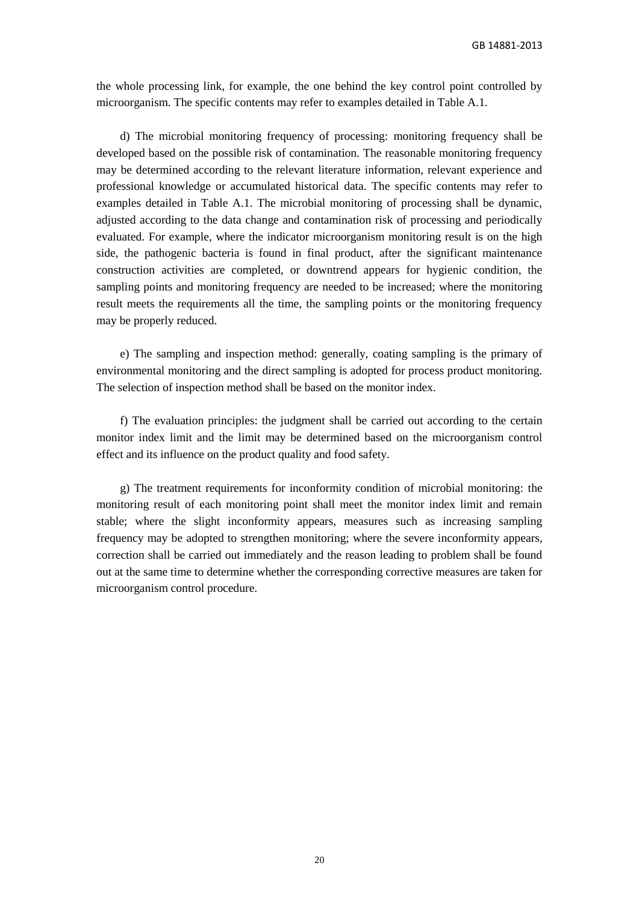the whole processing link, for example, the one behind the key control point controlled by microorganism. The specific contents may refer to examples detailed in Table A.1.

d) The microbial monitoring frequency of processing: monitoring frequency shall be developed based on the possible risk of contamination. The reasonable monitoring frequency may be determined according to the relevant literature information, relevant experience and professional knowledge or accumulated historical data. The specific contents may refer to examples detailed in Table A.1. The microbial monitoring of processing shall be dynamic, adjusted according to the data change and contamination risk of processing and periodically evaluated. For example, where the indicator microorganism monitoring result is on the high side, the pathogenic bacteria is found in final product, after the significant maintenance construction activities are completed, or downtrend appears for hygienic condition, the sampling points and monitoring frequency are needed to be increased; where the monitoring result meets the requirements all the time, the sampling points or the monitoring frequency may be properly reduced.

e) The sampling and inspection method: generally, coating sampling is the primary of environmental monitoring and the direct sampling is adopted for process product monitoring. The selection of inspection method shall be based on the monitor index.

f) The evaluation principles: the judgment shall be carried out according to the certain monitor index limit and the limit may be determined based on the microorganism control effect and its influence on the product quality and food safety.

g) The treatment requirements for inconformity condition of microbial monitoring: the monitoring result of each monitoring point shall meet the monitor index limit and remain stable; where the slight inconformity appears, measures such as increasing sampling frequency may be adopted to strengthen monitoring; where the severe inconformity appears, correction shall be carried out immediately and the reason leading to problem shall be found out at the same time to determine whether the corresponding corrective measures are taken for microorganism control procedure.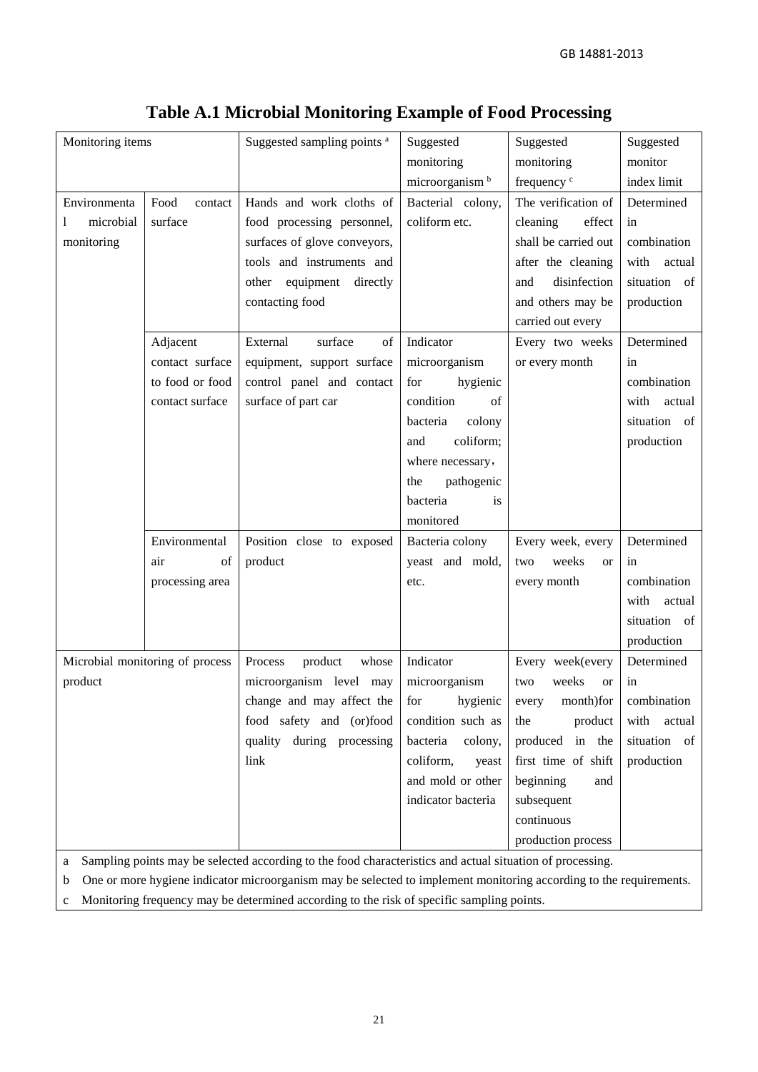# Table A.1 Microbial Monitoring Example of Food Processing

| Monitoring items | | Suggested sampling points [a] | Suggested monitoring microorganism [b] | Suggested monitoring frequency [c] | Suggested monitor index limit |
|---|---|---|---|---|---|
| Environmental microbial monitoring | Food contact surface | Hands and work cloths of food processing personnel, surfaces of glove conveyors, tools and instruments and other equipment directly contacting food | Bacterial colony, coliform etc. | The verification of cleaning effect shall be carried out after the cleaning and disinfection and others may be carried out every | Determined in combination with actual situation of production |
| | Adjacent contact surface to food or food contact surface | External surface of equipment, support surface control panel and contact surface of part car | Indicator microorganism for hygienic condition of bacteria colony and coliform; where necessary, the pathogenic bacteria is monitored | Every two weeks or every month | Determined in combination with actual situation of production |
| | Environmental air of processing area | Position close to exposed product | Bacteria colony yeast and mold, etc. | Every week, every two weeks or every month | Determined in combination with actual situation of production |
| Microbial monitoring of process product | | Process product whose microorganism level may change and may affect the food safety and (or)food quality during processing link | Indicator microorganism for hygienic condition such as bacteria colony, coliform, yeast and mold or other indicator bacteria | Every week(every two weeks or every month)for the product produced in the first time of shift beginning and subsequent continuous production process | Determined in combination with actual situation of production |

a Sampling points may be selected according to the food characteristics and actual situation of processing.

b One or more hygiene indicator microorganism may be selected to implement monitoring according to the requirements.

c Monitoring frequency may be determined according to the risk of specific sampling points.